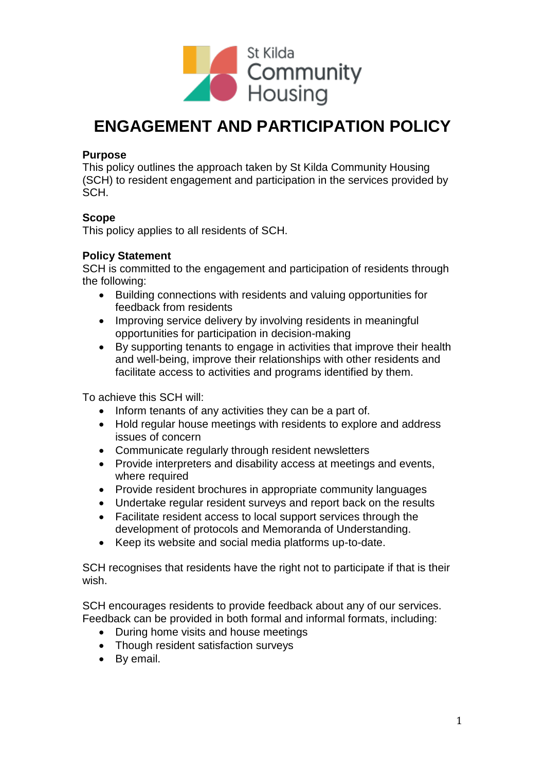St Kilda Community Housing

# ENGAGEMENT AND PARTICIPATION POLICY

**Purpose**
This policy outlines the approach taken by St Kilda Community Housing (SCH) to resident engagement and participation in the services provided by SCH.

**Scope**
This policy applies to all residents of SCH.

**Policy Statement**
SCH is committed to the engagement and participation of residents through the following:

- Building connections with residents and valuing opportunities for feedback from residents
- Improving service delivery by involving residents in meaningful opportunities for participation in decision-making
- By supporting tenants to engage in activities that improve their health and well-being, improve their relationships with other residents and facilitate access to activities and programs identified by them.

To achieve this SCH will:

- Inform tenants of any activities they can be a part of.
- Hold regular house meetings with residents to explore and address issues of concern
- Communicate regularly through resident newsletters
- Provide interpreters and disability access at meetings and events, where required
- Provide resident brochures in appropriate community languages
- Undertake regular resident surveys and report back on the results
- Facilitate resident access to local support services through the development of protocols and Memoranda of Understanding.
- Keep its website and social media platforms up-to-date.

SCH recognises that residents have the right not to participate if that is their wish.

SCH encourages residents to provide feedback about any of our services. Feedback can be provided in both formal and informal formats, including:

- During home visits and house meetings
- Though resident satisfaction surveys
- By email.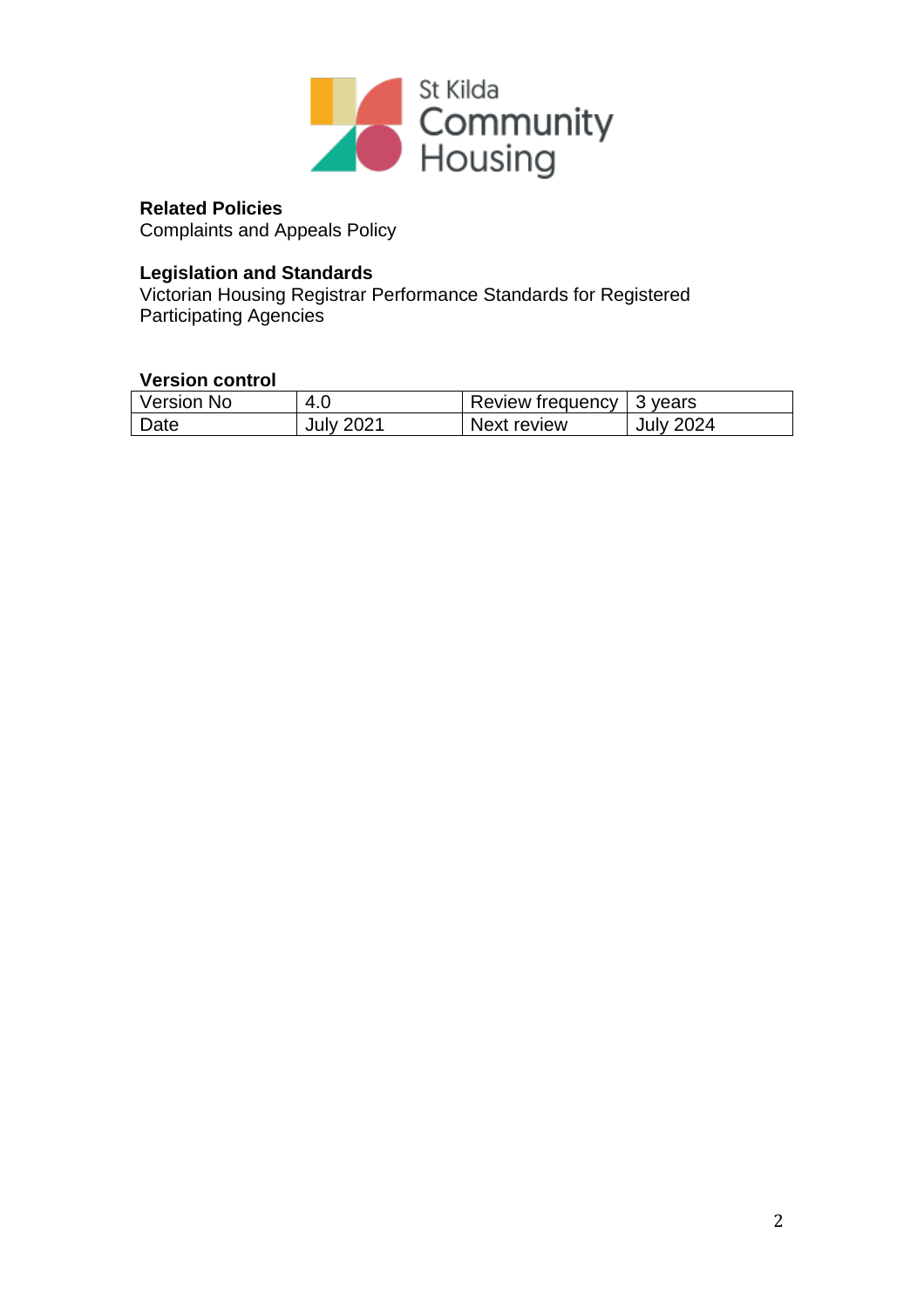St Kilda Community Housing

**Related Policies**
Complaints and Appeals Policy

**Legislation and Standards**
Victorian Housing Registrar Performance Standards for Registered Participating Agencies

**Version control**

| | | | |
|---|---|---|---|
| Version No | 4.0 | Review frequency | 3 years |
| Date | July 2021 | Next review | July 2024 |